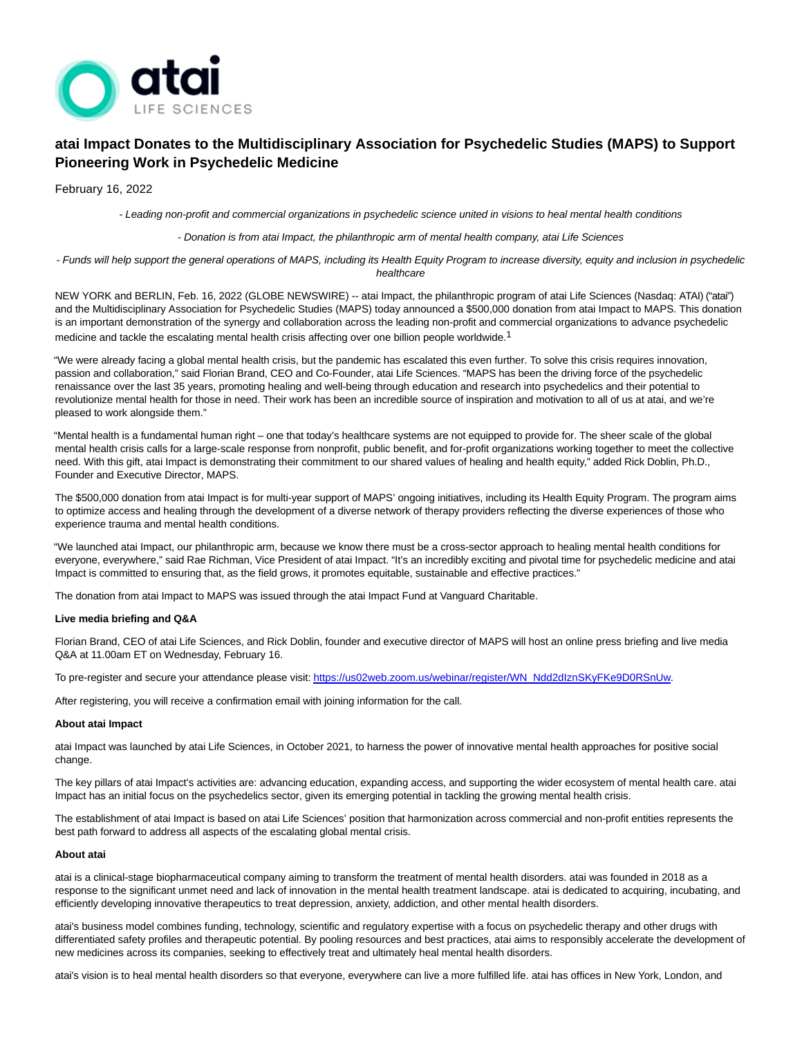# atai Impact Donates to the Multidisciplinary Association for Psychedelic Studies (MAPS) to Support Pioneering Work in Psychedelic Medicine

February 16, 2022

*- Leading non-profit and commercial organizations in psychedelic science united in visions to heal mental health conditions*

*- Donation is from atai Impact, the philanthropic arm of mental health company, atai Life Sciences*

*- Funds will help support the general operations of MAPS, including its Health Equity Program to increase diversity, equity and inclusion in psychedelic healthcare*

NEW YORK and BERLIN, Feb. 16, 2022 (GLOBE NEWSWIRE) -- atai Impact, the philanthropic program of atai Life Sciences (Nasdaq: ATAI) ("atai") and the Multidisciplinary Association for Psychedelic Studies (MAPS) today announced a $500,000 donation from atai Impact to MAPS. This donation is an important demonstration of the synergy and collaboration across the leading non-profit and commercial organizations to advance psychedelic medicine and tackle the escalating mental health crisis affecting over one billion people worldwide.[1]

"We were already facing a global mental health crisis, but the pandemic has escalated this even further. To solve this crisis requires innovation, passion and collaboration," said Florian Brand, CEO and Co-Founder, atai Life Sciences. "MAPS has been the driving force of the psychedelic renaissance over the last 35 years, promoting healing and well-being through education and research into psychedelics and their potential to revolutionize mental health for those in need. Their work has been an incredible source of inspiration and motivation to all of us at atai, and we're pleased to work alongside them."

"Mental health is a fundamental human right – one that today's healthcare systems are not equipped to provide for. The sheer scale of the global mental health crisis calls for a large-scale response from nonprofit, public benefit, and for-profit organizations working together to meet the collective need. With this gift, atai Impact is demonstrating their commitment to our shared values of healing and health equity," added Rick Doblin, Ph.D., Founder and Executive Director, MAPS.

The $500,000 donation from atai Impact is for multi-year support of MAPS' ongoing initiatives, including its Health Equity Program. The program aims to optimize access and healing through the development of a diverse network of therapy providers reflecting the diverse experiences of those who experience trauma and mental health conditions.

"We launched atai Impact, our philanthropic arm, because we know there must be a cross-sector approach to healing mental health conditions for everyone, everywhere," said Rae Richman, Vice President of atai Impact. "It's an incredibly exciting and pivotal time for psychedelic medicine and atai Impact is committed to ensuring that, as the field grows, it promotes equitable, sustainable and effective practices."

The donation from atai Impact to MAPS was issued through the atai Impact Fund at Vanguard Charitable.

**Live media briefing and Q&A**

Florian Brand, CEO of atai Life Sciences, and Rick Doblin, founder and executive director of MAPS will host an online press briefing and live media Q&A at 11.00am ET on Wednesday, February 16.

To pre-register and secure your attendance please visit: [https://us02web.zoom.us/webinar/register/WN_Ndd2dIznSKyFKe9D0RSnUw](https://us02web.zoom.us/webinar/register/WN_Ndd2dIznSKyFKe9D0RSnUw).

After registering, you will receive a confirmation email with joining information for the call.

**About atai Impact**

atai Impact was launched by atai Life Sciences, in October 2021, to harness the power of innovative mental health approaches for positive social change.

The key pillars of atai Impact's activities are: advancing education, expanding access, and supporting the wider ecosystem of mental health care. atai Impact has an initial focus on the psychedelics sector, given its emerging potential in tackling the growing mental health crisis.

The establishment of atai Impact is based on atai Life Sciences' position that harmonization across commercial and non-profit entities represents the best path forward to address all aspects of the escalating global mental crisis.

**About atai**

atai is a clinical-stage biopharmaceutical company aiming to transform the treatment of mental health disorders. atai was founded in 2018 as a response to the significant unmet need and lack of innovation in the mental health treatment landscape. atai is dedicated to acquiring, incubating, and efficiently developing innovative therapeutics to treat depression, anxiety, addiction, and other mental health disorders.

atai's business model combines funding, technology, scientific and regulatory expertise with a focus on psychedelic therapy and other drugs with differentiated safety profiles and therapeutic potential. By pooling resources and best practices, atai aims to responsibly accelerate the development of new medicines across its companies, seeking to effectively treat and ultimately heal mental health disorders.

atai's vision is to heal mental health disorders so that everyone, everywhere can live a more fulfilled life. atai has offices in New York, London, and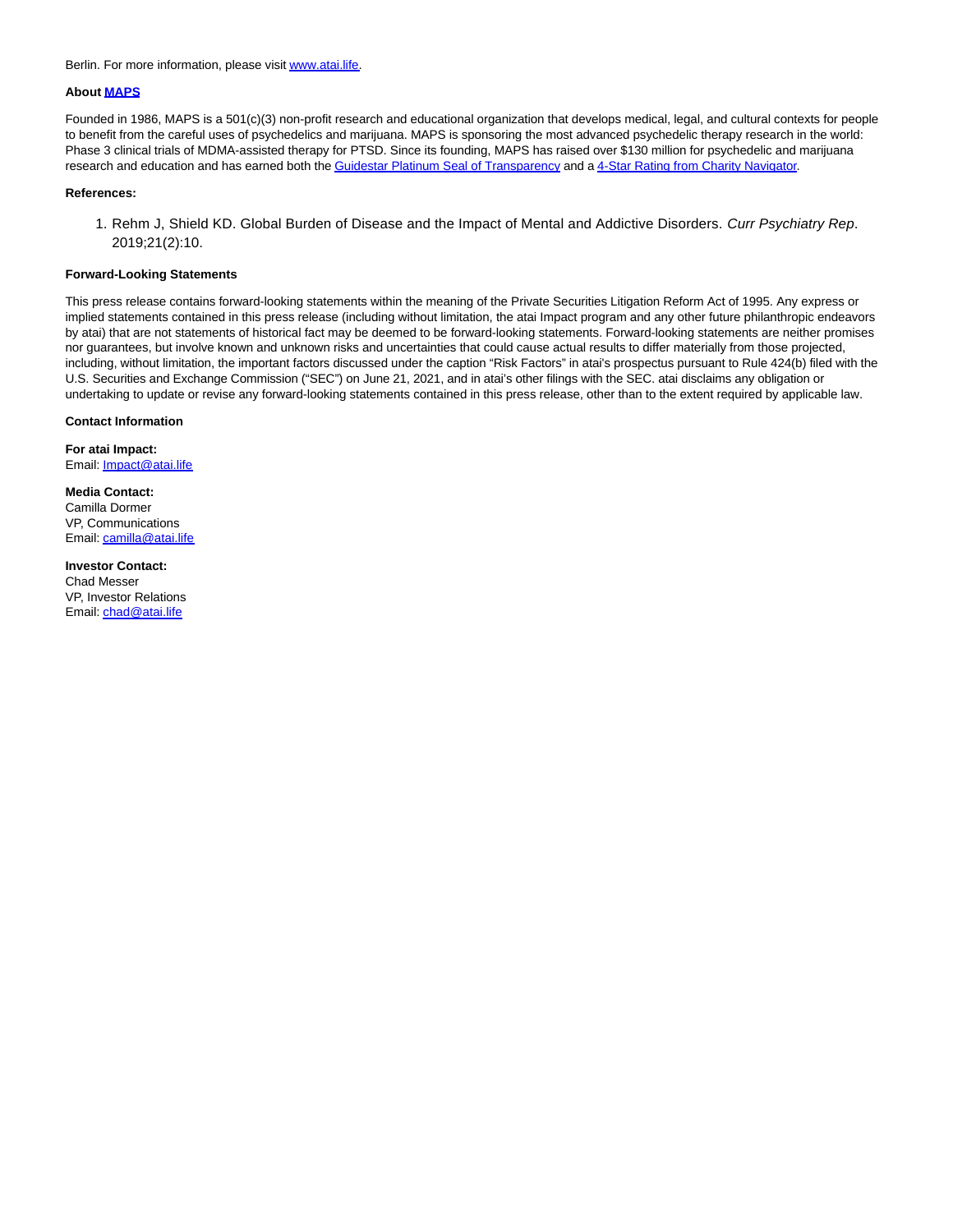Berlin. For more information, please visit www.atai.life.

**About MAPS**

Founded in 1986, MAPS is a 501(c)(3) non-profit research and educational organization that develops medical, legal, and cultural contexts for people to benefit from the careful uses of psychedelics and marijuana. MAPS is sponsoring the most advanced psychedelic therapy research in the world: Phase 3 clinical trials of MDMA-assisted therapy for PTSD. Since its founding, MAPS has raised over $130 million for psychedelic and marijuana research and education and has earned both the Guidestar Platinum Seal of Transparency and a 4-Star Rating from Charity Navigator.

**References:**

1. Rehm J, Shield KD. Global Burden of Disease and the Impact of Mental and Addictive Disorders. *Curr Psychiatry Rep*. 2019;21(2):10.

**Forward-Looking Statements**

This press release contains forward-looking statements within the meaning of the Private Securities Litigation Reform Act of 1995. Any express or implied statements contained in this press release (including without limitation, the atai Impact program and any other future philanthropic endeavors by atai) that are not statements of historical fact may be deemed to be forward-looking statements. Forward-looking statements are neither promises nor guarantees, but involve known and unknown risks and uncertainties that could cause actual results to differ materially from those projected, including, without limitation, the important factors discussed under the caption "Risk Factors" in atai's prospectus pursuant to Rule 424(b) filed with the U.S. Securities and Exchange Commission ("SEC") on June 21, 2021, and in atai's other filings with the SEC. atai disclaims any obligation or undertaking to update or revise any forward-looking statements contained in this press release, other than to the extent required by applicable law.

**Contact Information**

**For atai Impact:**
Email: Impact@atai.life

**Media Contact:**
Camilla Dormer
VP, Communications
Email: camilla@atai.life

**Investor Contact:**
Chad Messer
VP, Investor Relations
Email: chad@atai.life